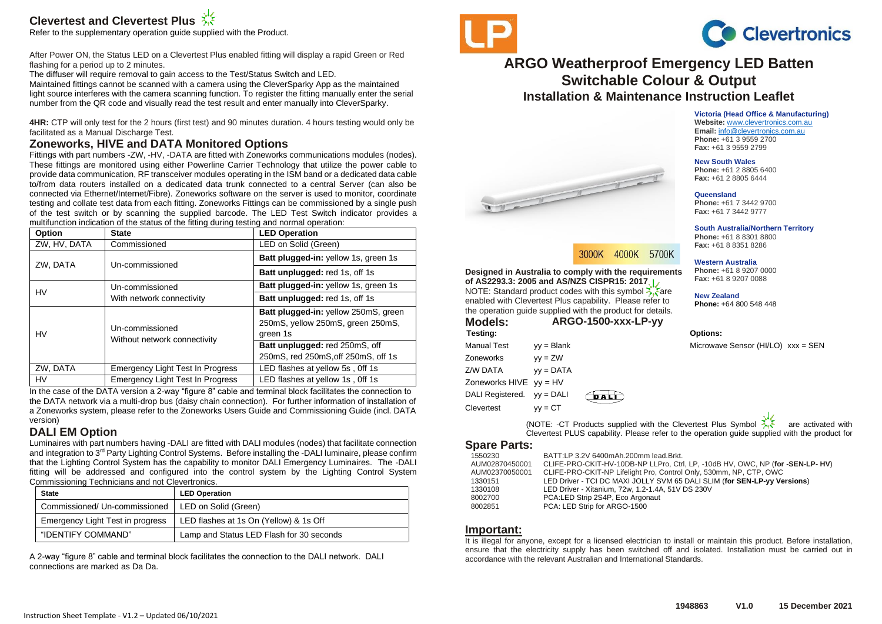## Clevertest and Clevertest Plus

Refer to the supplementary operation guide supplied with the Product.

After Power ON, the Status LED on a Clevertest Plus enabled fitting will display a rapid Green or Red flashing for a period up to 2 minutes.

The diffuser will require removal to gain access to the Test/Status Switch and LED.

Maintained fittings cannot be scanned with a camera using the CleverSparky App as the maintained light source interferes with the camera scanning function. To register the fitting manually enter the serial number from the QR code and visually read the test result and enter manually into CleverSparky.

**4HR:** CTP will only test for the 2 hours (first test) and 90 minutes duration. 4 hours testing would only be facilitated as a Manual Discharge Test.

## Zoneworks, HIVE and DATA Monitored Options

Fittings with part numbers -ZW, -HV, -DATA are fitted with Zoneworks communications modules (nodes). These fittings are monitored using either Powerline Carrier Technology that utilize the power cable to provide data communication, RF transceiver modules operating in the ISM band or a dedicated data cable to/from data routers installed on a dedicated data trunk connected to a central Server (can also be connected via Ethernet/Internet/Fibre). Zoneworks software on the server is used to monitor, coordinate testing and collate test data from each fitting. Zoneworks Fittings can be commissioned by a single push of the test switch or by scanning the supplied barcode. The LED Test Switch indicator provides a multifunction indication of the status of the fitting during testing and normal operation:

| Option | State | LED Operation |
|---|---|---|
| ZW, HV, DATA | Commissioned | LED on Solid (Green) |
| ZW, DATA | Un-commissioned | **Batt plugged-in:** yellow 1s, green 1s |
| | | **Batt unplugged:** red 1s, off 1s |
| HV | Un-commissioned With network connectivity | **Batt plugged-in:** yellow 1s, green 1s |
| | | **Batt unplugged:** red 1s, off 1s |
| HV | Un-commissioned Without network connectivity | **Batt plugged-in:** yellow 250mS, green 250mS, yellow 250mS, green 250mS, green 1s |
| | | **Batt unplugged:** red 250mS, off 250mS, red 250mS,off 250mS, off 1s |
| ZW, DATA | Emergency Light Test In Progress | LED flashes at yellow 5s , 0ff 1s |
| HV | Emergency Light Test In Progress | LED flashes at yellow 1s , 0ff 1s |

In the case of the DATA version a 2-way "figure 8" cable and terminal block facilitates the connection to the DATA network via a multi-drop bus (daisy chain connection). For further information of installation of a Zoneworks system, please refer to the Zoneworks Users Guide and Commissioning Guide (incl. DATA version)

## DALI EM Option

Luminaires with part numbers having -DALI are fitted with DALI modules (nodes) that facilitate connection and integration to 3rd Party Lighting Control Systems. Before installing the -DALI luminaire, please confirm that the Lighting Control System has the capability to monitor DALI Emergency Luminaires. The -DALI fitting will be addressed and configured into the control system by the Lighting Control System Commissioning Technicians and not Clevertronics.

| State | LED Operation |
|---|---|
| Commissioned/ Un-commissioned | LED on Solid (Green) |
| Emergency Light Test in progress | LED flashes at 1s On (Yellow) & 1s Off |
| "IDENTIFY COMMAND" | Lamp and Status LED Flash for 30 seconds |

A 2-way "figure 8" cable and terminal block facilitates the connection to the DALI network. DALI connections are marked as Da Da.

# ARGO Weatherproof Emergency LED Batten Switchable Colour & Output
## Installation & Maintenance Instruction Leaflet

3000K 4000K 5700K

**Designed in Australia to comply with the requirements of AS2293.3: 2005 and AS/NZS CISPR15: 2017**

NOTE: Standard product codes with this symbol are enabled with Clevertest Plus capability. Please refer to the operation guide supplied with the product for details.

**Victoria (Head Office & Manufacturing)**
**Website:** www.clevertronics.com.au
**Email:** info@clevertronics.com.au
**Phone:** +61 3 9559 2700
**Fax:** +61 3 9559 2799

**New South Wales**
**Phone:** +61 2 8805 6400
**Fax:** +61 2 8805 6444

**Queensland**
**Phone:** +61 7 3442 9700
**Fax:** +61 7 3442 9777

**South Australia/Northern Territory**
**Phone:** +61 8 8301 8800
**Fax:** +61 8 8351 8286

**Western Australia**
**Phone:** +61 8 9207 0000
**Fax:** +61 8 9207 0088

**New Zealand**
**Phone:** +64 800 548 448

## Models: ARGO-1500-xxx-LP-yy

**Testing:**

| | |
|---|---|
| Manual Test | yy = Blank |
| Zoneworks | yy = ZW |
| Z/W DATA | yy = DATA |
| Zoneworks HIVE | yy = HV |
| DALI Registered. | yy = DALI |
| Clevertest | yy = CT |

**Options:**

Microwave Sensor (HI/LO) xxx = SEN

(NOTE: -CT Products supplied with the Clevertest Plus Symbol are activated with Clevertest PLUS capability. Please refer to the operation guide supplied with the product for

## Spare Parts:

| | |
|---|---|
| 1550230 | BATT:LP 3.2V 6400mAh.200mm lead.Brkt. |
| AUM02870450001 | CLIFE-PRO-CKIT-HV-10DB-NP LLPro, Ctrl, LP, -10dB HV, OWC, NP (**for -SEN-LP- HV**) |
| AUM02370050001 | CLIFE-PRO-CKIT-NP Lifelight Pro, Control Only, 530mm, NP, CTP, OWC |
| 1330151 | LED Driver - TCI DC MAXI JOLLY SVM 65 DALI SLIM (**for SEN-LP-yy Versions**) |
| 1330108 | LED Driver - Xitanium, 72w, 1.2-1.4A, 51V DS 230V |
| 8002700 | PCA:LED Strip 2S4P, Eco Argonaut |
| 8002851 | PCA: LED Strip for ARGO-1500 |

## Important:

It is illegal for anyone, except for a licensed electrician to install or maintain this product. Before installation, ensure that the electricity supply has been switched off and isolated. Installation must be carried out in accordance with the relevant Australian and International Standards.

1948863 V1.0 15 December 2021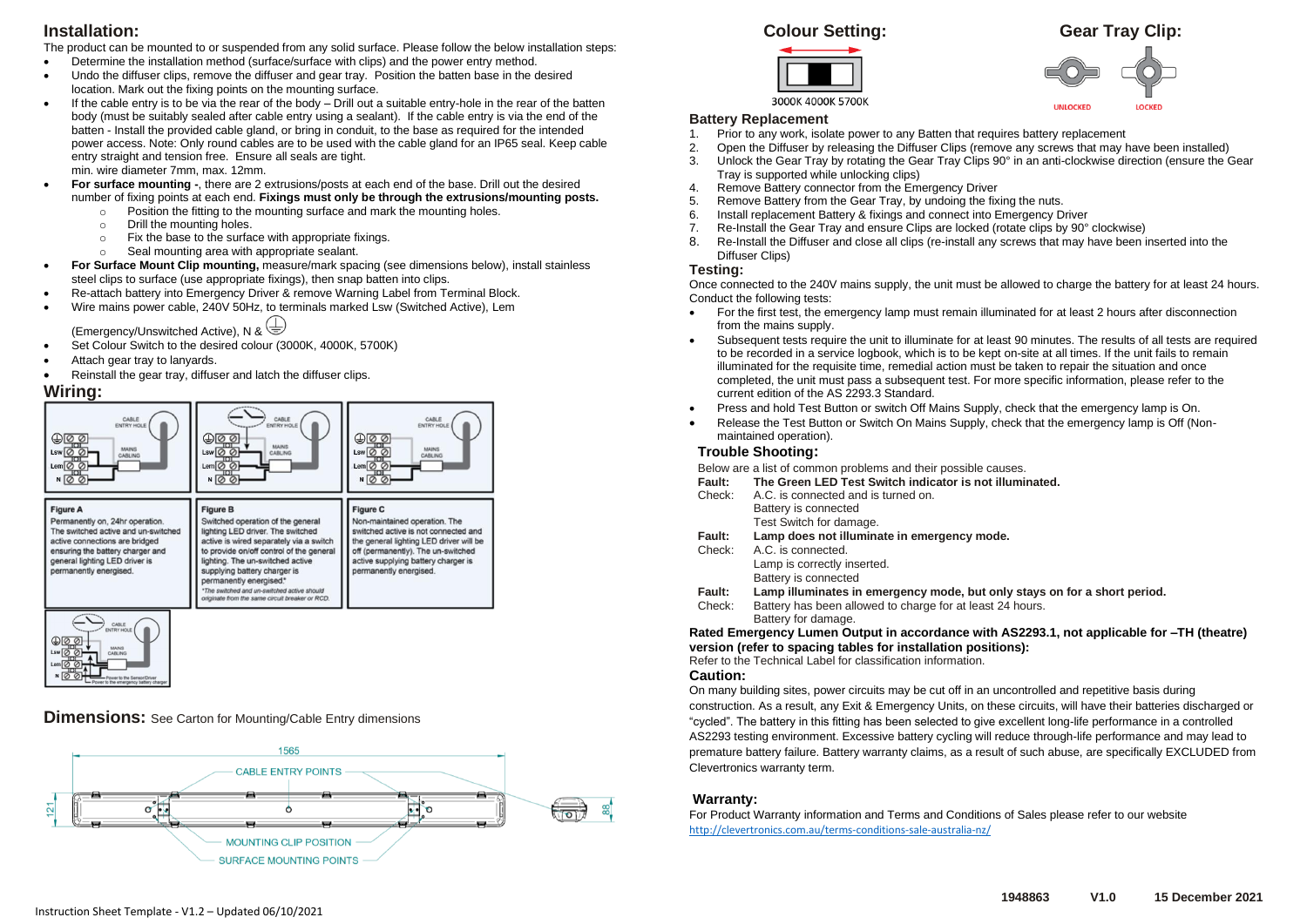## Installation:

The product can be mounted to or suspended from any solid surface. Please follow the below installation steps:

- Determine the installation method (surface/surface with clips) and the power entry method.
- Undo the diffuser clips, remove the diffuser and gear tray. Position the batten base in the desired location. Mark out the fixing points on the mounting surface.
- If the cable entry is to be via the rear of the body – Drill out a suitable entry-hole in the rear of the batten body (must be suitably sealed after cable entry using a sealant). If the cable entry is via the end of the batten - Install the provided cable gland, or bring in conduit, to the base as required for the intended power access. Note: Only round cables are to be used with the cable gland for an IP65 seal. Keep cable entry straight and tension free. Ensure all seals are tight.
  min. wire diameter 7mm, max. 12mm.
- **For surface mounting -**, there are 2 extrusions/posts at each end of the base. Drill out the desired number of fixing points at each end. **Fixings must only be through the extrusions/mounting posts.**
  - Position the fitting to the mounting surface and mark the mounting holes.
  - Drill the mounting holes.
  - Fix the base to the surface with appropriate fixings.
  - Seal mounting area with appropriate sealant.
- **For Surface Mount Clip mounting,** measure/mark spacing (see dimensions below), install stainless steel clips to surface (use appropriate fixings), then snap batten into clips.
- Re-attach battery into Emergency Driver & remove Warning Label from Terminal Block.
- Wire mains power cable, 240V 50Hz, to terminals marked Lsw (Switched Active), Lem (Emergency/Unswitched Active), N & ⏚
- Set Colour Switch to the desired colour (3000K, 4000K, 5700K)
- Attach gear tray to lanyards.
- Reinstall the gear tray, diffuser and latch the diffuser clips.

## Wiring:

CABLE ENTRY HOLE
MAINS CABLING
Lsw
Lem
N

**Figure A**
Permanently on, 24hr operation. The switched active and un-switched active connections are bridged ensuring the battery charger and general lighting LED driver is permanently energised.

**Figure B**
Switched operation of the general lighting LED driver. The switched active is wired separately via a switch to provide on/off control of the general lighting. The un-switched active supplying battery charger is permanently energised.*
*The switched and un-switched active should originate from the same circuit breaker or RCD.

**Figure C**
Non-maintained operation. The switched active is not connected and the general lighting LED driver will be off (permanently). The un-switched active supplying battery charger is permanently energised.

Power to the Sensor/Driver
Power to the emergency battery charger

## Dimensions: See Carton for Mounting/Cable Entry dimensions

1565
CABLE ENTRY POINTS
121
88
MOUNTING CLIP POSITION
SURFACE MOUNTING POINTS

## Colour Setting:

3000K 4000K 5700K

## Gear Tray Clip:

UNLOCKED
LOCKED

### Battery Replacement

1. Prior to any work, isolate power to any Batten that requires battery replacement
2. Open the Diffuser by releasing the Diffuser Clips (remove any screws that may have been installed)
3. Unlock the Gear Tray by rotating the Gear Tray Clips 90° in an anti-clockwise direction (ensure the Gear Tray is supported while unlocking clips)
4. Remove Battery connector from the Emergency Driver
5. Remove Battery from the Gear Tray, by undoing the fixing the nuts.
6. Install replacement Battery & fixings and connect into Emergency Driver
7. Re-Install the Gear Tray and ensure Clips are locked (rotate clips by 90° clockwise)
8. Re-Install the Diffuser and close all clips (re-install any screws that may have been inserted into the Diffuser Clips)

### Testing:

Once connected to the 240V mains supply, the unit must be allowed to charge the battery for at least 24 hours. Conduct the following tests:

- For the first test, the emergency lamp must remain illuminated for at least 2 hours after disconnection from the mains supply.
- Subsequent tests require the unit to illuminate for at least 90 minutes. The results of all tests are required to be recorded in a service logbook, which is to be kept on-site at all times. If the unit fails to remain illuminated for the requisite time, remedial action must be taken to repair the situation and once completed, the unit must pass a subsequent test. For more specific information, please refer to the current edition of the AS 2293.3 Standard.
- Press and hold Test Button or switch Off Mains Supply, check that the emergency lamp is On.
- Release the Test Button or Switch On Mains Supply, check that the emergency lamp is Off (Non-maintained operation).

### Trouble Shooting:

Below are a list of common problems and their possible causes.

**Fault:** **The Green LED Test Switch indicator is not illuminated.**
Check: A.C. is connected and is turned on.
Battery is connected
Test Switch for damage.

**Fault:** **Lamp does not illuminate in emergency mode.**
Check: A.C. is connected.
Lamp is correctly inserted.
Battery is connected

**Fault:** **Lamp illuminates in emergency mode, but only stays on for a short period.**
Check: Battery has been allowed to charge for at least 24 hours.
Battery for damage.

**Rated Emergency Lumen Output in accordance with AS2293.1, not applicable for –TH (theatre) version (refer to spacing tables for installation positions):**

Refer to the Technical Label for classification information.

### Caution:

On many building sites, power circuits may be cut off in an uncontrolled and repetitive basis during construction. As a result, any Exit & Emergency Units, on these circuits, will have their batteries discharged or "cycled". The battery in this fitting has been selected to give excellent long-life performance in a controlled AS2293 testing environment. Excessive battery cycling will reduce through-life performance and may lead to premature battery failure. Battery warranty claims, as a result of such abuse, are specifically EXCLUDED from Clevertronics warranty term.

### Warranty:

For Product Warranty information and Terms and Conditions of Sales please refer to our website
http://clevertronics.com.au/terms-conditions-sale-australia-nz/

**1948863 V1.0 15 December 2021**

Instruction Sheet Template - V1.2 – Updated 06/10/2021